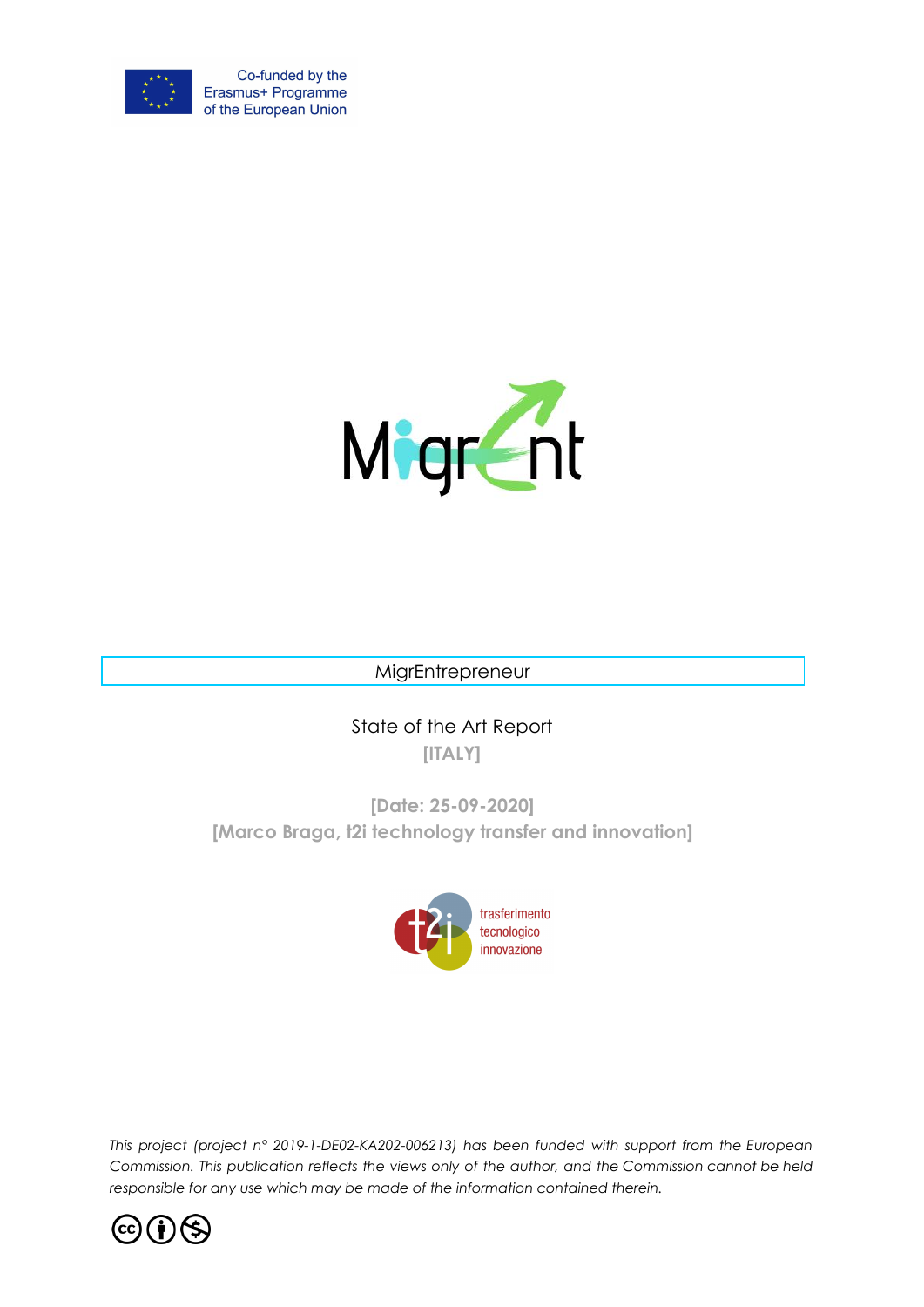Co-funded by the Erasmus+ Programme of the European Union

MigrEntrepreneur

State of the Art Report

**[ITALY]**

**[Date: 25-09-2020]**

**[Marco Braga, t2i technology transfer and innovation]**

trasferimento tecnologico innovazione

*This project (project n° 2019-1-DE02-KA202-006213) has been funded with support from the European Commission. This publication reflects the views only of the author, and the Commission cannot be held responsible for any use which may be made of the information contained therein.*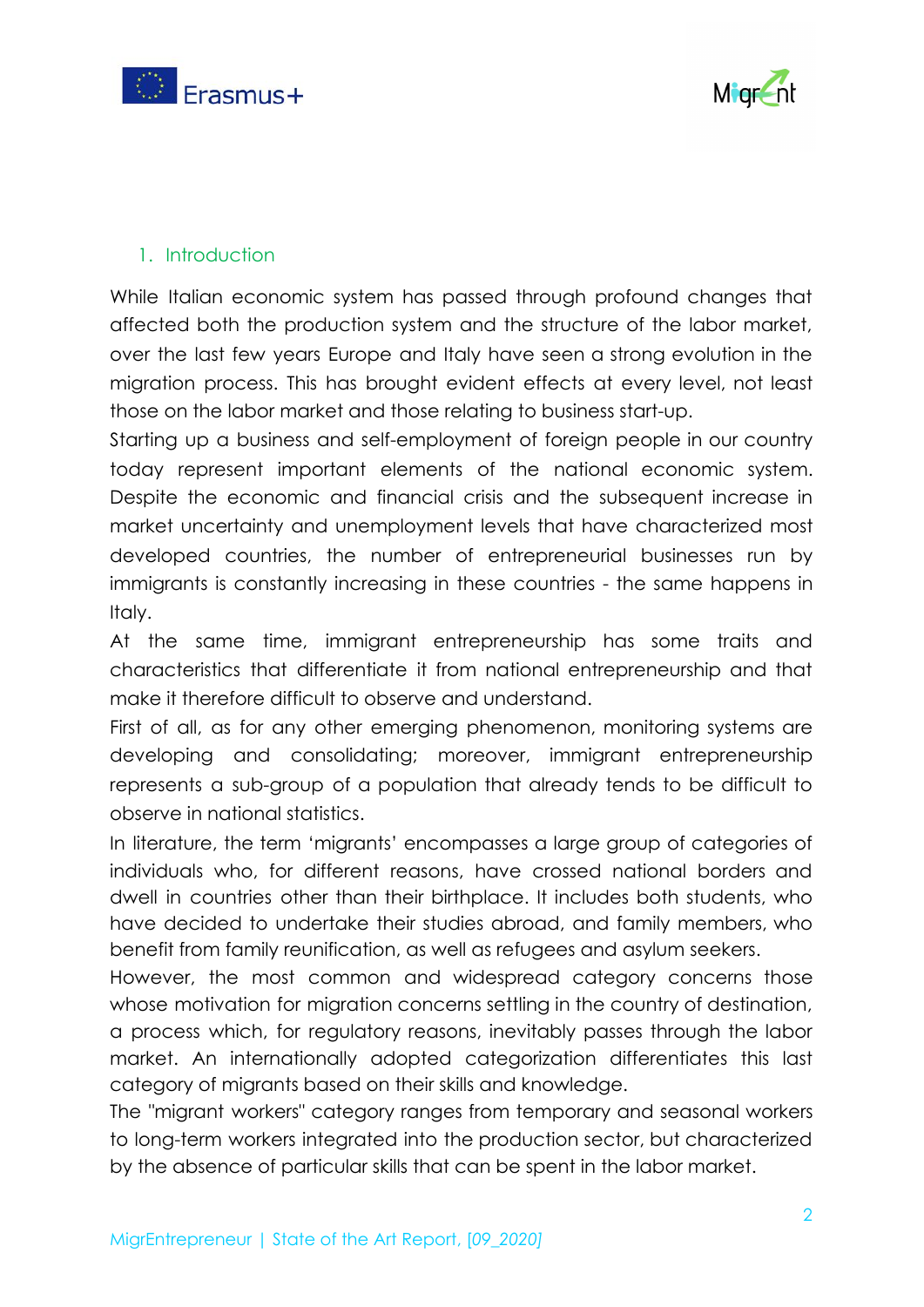## 1. Introduction

While Italian economic system has passed through profound changes that affected both the production system and the structure of the labor market, over the last few years Europe and Italy have seen a strong evolution in the migration process. This has brought evident effects at every level, not least those on the labor market and those relating to business start-up.

Starting up a business and self-employment of foreign people in our country today represent important elements of the national economic system. Despite the economic and financial crisis and the subsequent increase in market uncertainty and unemployment levels that have characterized most developed countries, the number of entrepreneurial businesses run by immigrants is constantly increasing in these countries - the same happens in Italy.

At the same time, immigrant entrepreneurship has some traits and characteristics that differentiate it from national entrepreneurship and that make it therefore difficult to observe and understand.

First of all, as for any other emerging phenomenon, monitoring systems are developing and consolidating; moreover, immigrant entrepreneurship represents a sub-group of a population that already tends to be difficult to observe in national statistics.

In literature, the term 'migrants' encompasses a large group of categories of individuals who, for different reasons, have crossed national borders and dwell in countries other than their birthplace. It includes both students, who have decided to undertake their studies abroad, and family members, who benefit from family reunification, as well as refugees and asylum seekers.

However, the most common and widespread category concerns those whose motivation for migration concerns settling in the country of destination, a process which, for regulatory reasons, inevitably passes through the labor market. An internationally adopted categorization differentiates this last category of migrants based on their skills and knowledge.

The "migrant workers" category ranges from temporary and seasonal workers to long-term workers integrated into the production sector, but characterized by the absence of particular skills that can be spent in the labor market.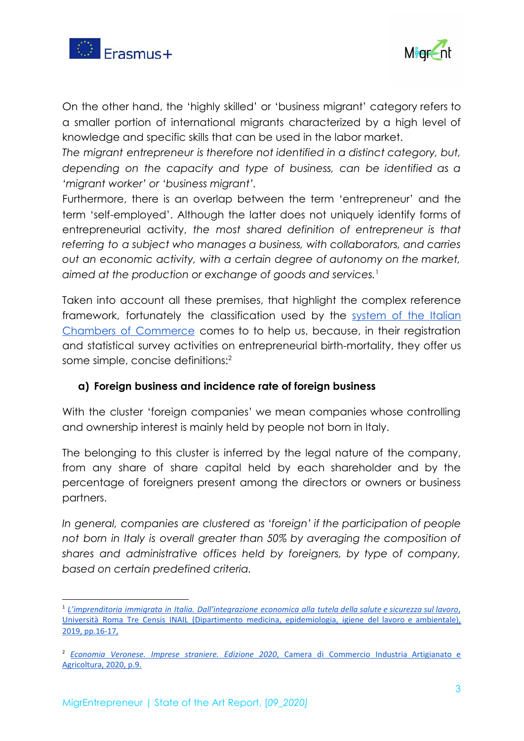On the other hand, the 'highly skilled' or 'business migrant' category refers to a smaller portion of international migrants characterized by a high level of knowledge and specific skills that can be used in the labor market.

*The migrant entrepreneur is therefore not identified in a distinct category, but, depending on the capacity and type of business, can be identified as a 'migrant worker' or 'business migrant'.*

Furthermore, there is an overlap between the term 'entrepreneur' and the term 'self-employed'. Although the latter does not uniquely identify forms of entrepreneurial activity, *the most shared definition of entrepreneur is that referring to a subject who manages a business, with collaborators, and carries out an economic activity, with a certain degree of autonomy on the market, aimed at the production or exchange of goods and services.*[1]

Taken into account all these premises, that highlight the complex reference framework, fortunately the classification used by the system of the Italian Chambers of Commerce comes to to help us, because, in their registration and statistical survey activities on entrepreneurial birth-mortality, they offer us some simple, concise definitions:[2]

**a) Foreign business and incidence rate of foreign business**

With the cluster 'foreign companies' we mean companies whose controlling and ownership interest is mainly held by people not born in Italy.

The belonging to this cluster is inferred by the legal nature of the company, from any share of share capital held by each shareholder and by the percentage of foreigners present among the directors or owners or business partners.

*In general, companies are clustered as 'foreign' if the participation of people not born in Italy is overall greater than 50% by averaging the composition of shares and administrative offices held by foreigners, by type of company, based on certain predefined criteria.*

---

[1] *L'imprenditoria immigrata in Italia. Dall'integrazione economica alla tutela della salute e sicurezza sul lavoro*, Università Roma Tre Censis INAIL (Dipartimento medicina, epidemiologia, igiene del lavoro e ambientale), 2019, pp.16-17,

[2] *Economia Veronese. Imprese straniere. Edizione 2020*, Camera di Commercio Industria Artigianato e Agricoltura, 2020, p.9.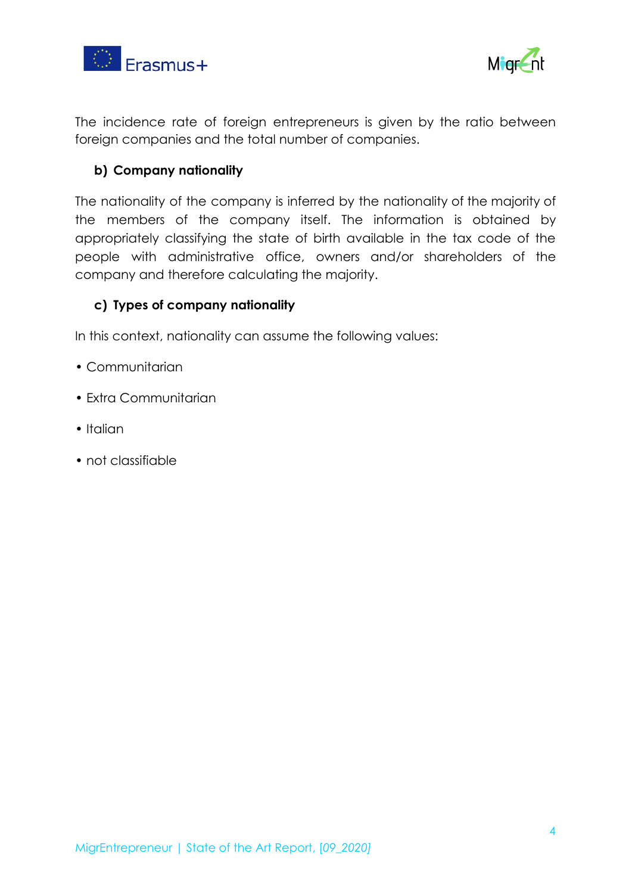The incidence rate of foreign entrepreneurs is given by the ratio between foreign companies and the total number of companies.

### b) Company nationality

The nationality of the company is inferred by the nationality of the majority of the members of the company itself. The information is obtained by appropriately classifying the state of birth available in the tax code of the people with administrative office, owners and/or shareholders of the company and therefore calculating the majority.

### c) Types of company nationality

In this context, nationality can assume the following values:

- Communitarian
- Extra Communitarian
- Italian
- not classifiable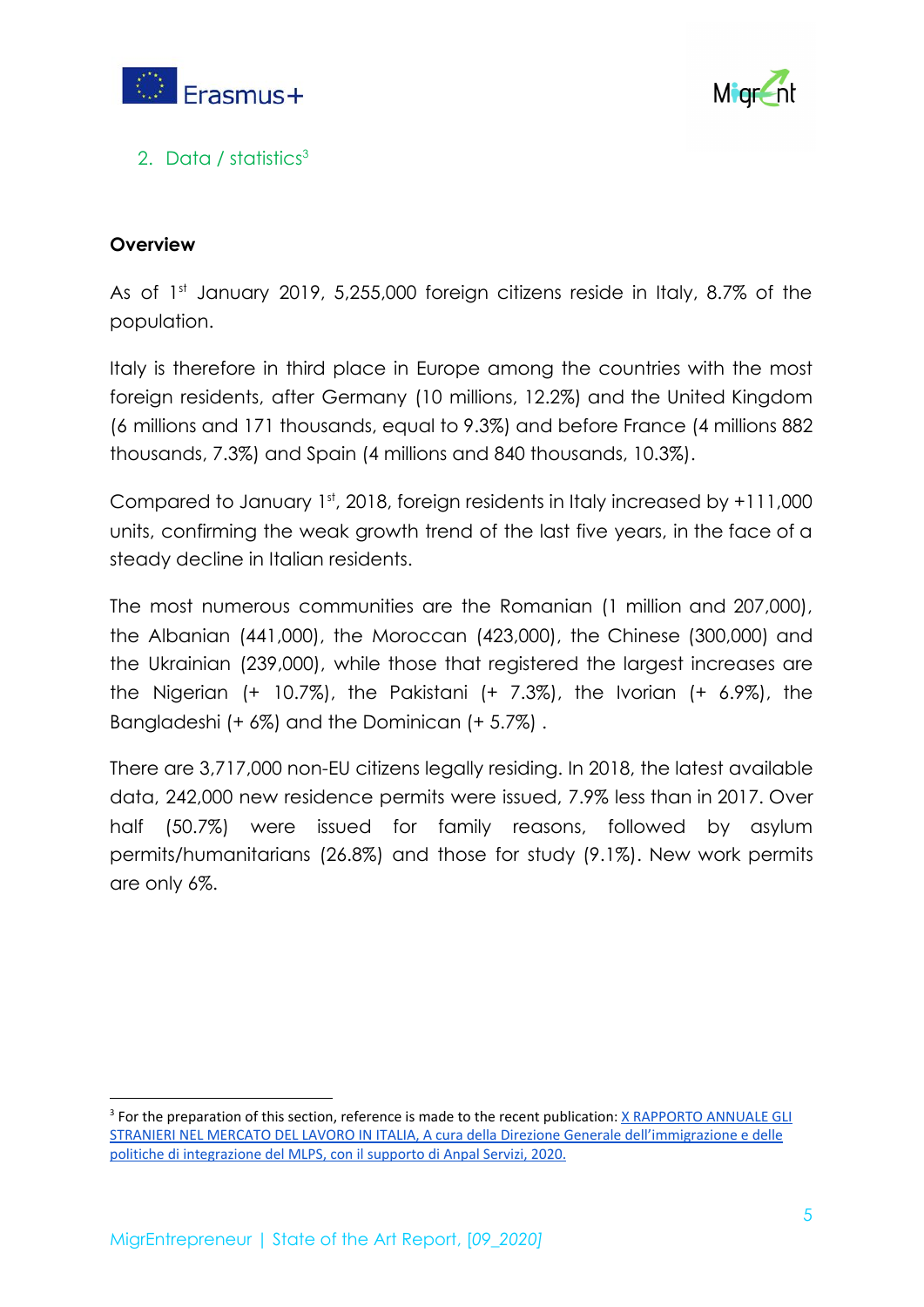## 2. Data / statistics[3]

**Overview**

As of 1st January 2019, 5,255,000 foreign citizens reside in Italy, 8.7% of the population.

Italy is therefore in third place in Europe among the countries with the most foreign residents, after Germany (10 millions, 12.2%) and the United Kingdom (6 millions and 171 thousands, equal to 9.3%) and before France (4 millions 882 thousands, 7.3%) and Spain (4 millions and 840 thousands, 10.3%).

Compared to January 1st, 2018, foreign residents in Italy increased by +111,000 units, confirming the weak growth trend of the last five years, in the face of a steady decline in Italian residents.

The most numerous communities are the Romanian (1 million and 207,000), the Albanian (441,000), the Moroccan (423,000), the Chinese (300,000) and the Ukrainian (239,000), while those that registered the largest increases are the Nigerian (+ 10.7%), the Pakistani (+ 7.3%), the Ivorian (+ 6.9%), the Bangladeshi (+ 6%) and the Dominican (+ 5.7%) .

There are 3,717,000 non-EU citizens legally residing. In 2018, the latest available data, 242,000 new residence permits were issued, 7.9% less than in 2017. Over half (50.7%) were issued for family reasons, followed by asylum permits/humanitarians (26.8%) and those for study (9.1%). New work permits are only 6%.

[3] For the preparation of this section, reference is made to the recent publication: X RAPPORTO ANNUALE GLI STRANIERI NEL MERCATO DEL LAVORO IN ITALIA, A cura della Direzione Generale dell'immigrazione e delle politiche di integrazione del MLPS, con il supporto di Anpal Servizi, 2020.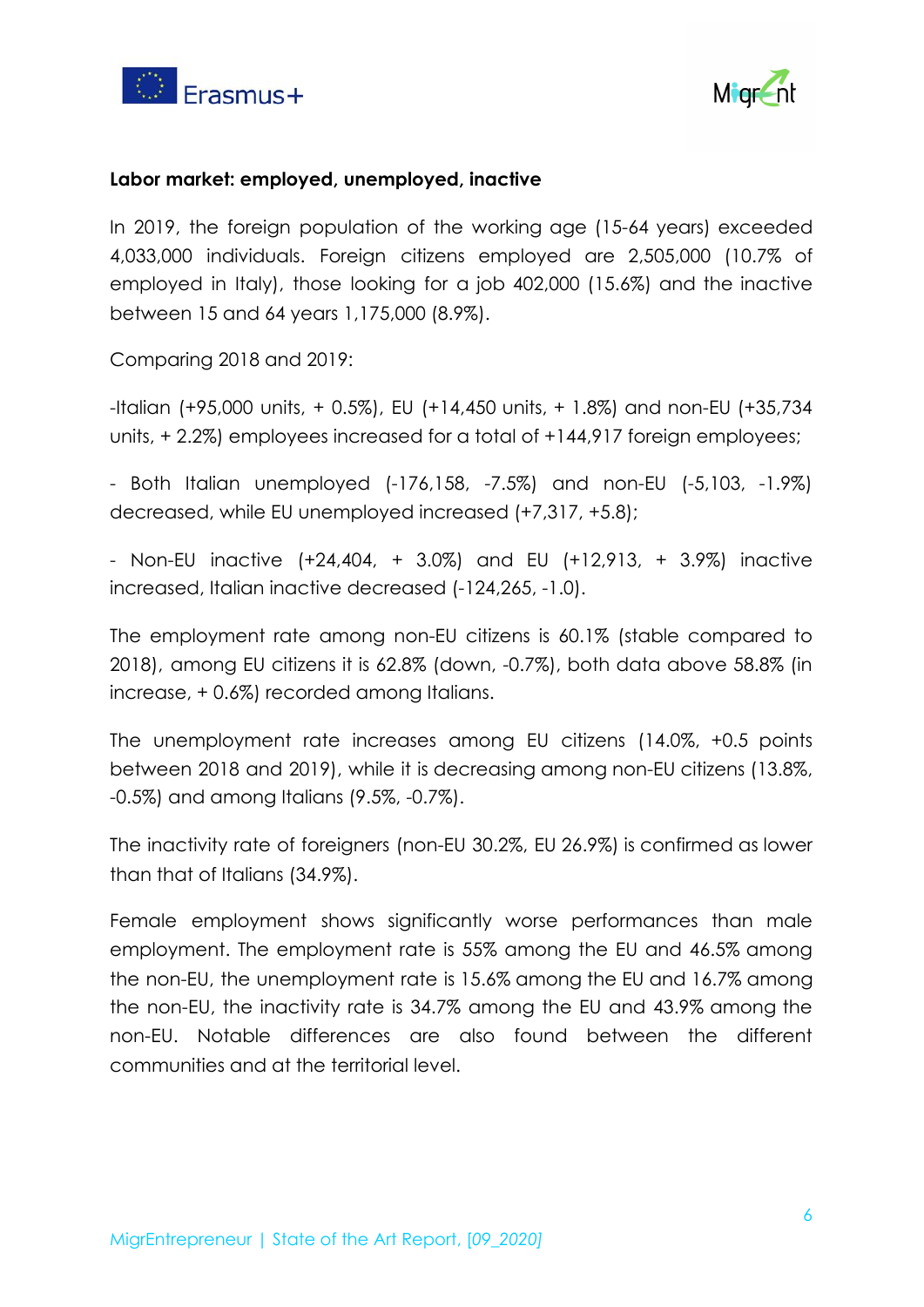**Labor market: employed, unemployed, inactive**

In 2019, the foreign population of the working age (15-64 years) exceeded 4,033,000 individuals. Foreign citizens employed are 2,505,000 (10.7% of employed in Italy), those looking for a job 402,000 (15.6%) and the inactive between 15 and 64 years 1,175,000 (8.9%).

Comparing 2018 and 2019:

-Italian (+95,000 units, + 0.5%), EU (+14,450 units, + 1.8%) and non-EU (+35,734 units, + 2.2%) employees increased for a total of +144,917 foreign employees;

- Both Italian unemployed (-176,158, -7.5%) and non-EU (-5,103, -1.9%) decreased, while EU unemployed increased (+7,317, +5.8);

- Non-EU inactive (+24,404, + 3.0%) and EU (+12,913, + 3.9%) inactive increased, Italian inactive decreased (-124,265, -1.0).

The employment rate among non-EU citizens is 60.1% (stable compared to 2018), among EU citizens it is 62.8% (down, -0.7%), both data above 58.8% (in increase, + 0.6%) recorded among Italians.

The unemployment rate increases among EU citizens (14.0%, +0.5 points between 2018 and 2019), while it is decreasing among non-EU citizens (13.8%, -0.5%) and among Italians (9.5%, -0.7%).

The inactivity rate of foreigners (non-EU 30.2%, EU 26.9%) is confirmed as lower than that of Italians (34.9%).

Female employment shows significantly worse performances than male employment. The employment rate is 55% among the EU and 46.5% among the non-EU, the unemployment rate is 15.6% among the EU and 16.7% among the non-EU, the inactivity rate is 34.7% among the EU and 43.9% among the non-EU. Notable differences are also found between the different communities and at the territorial level.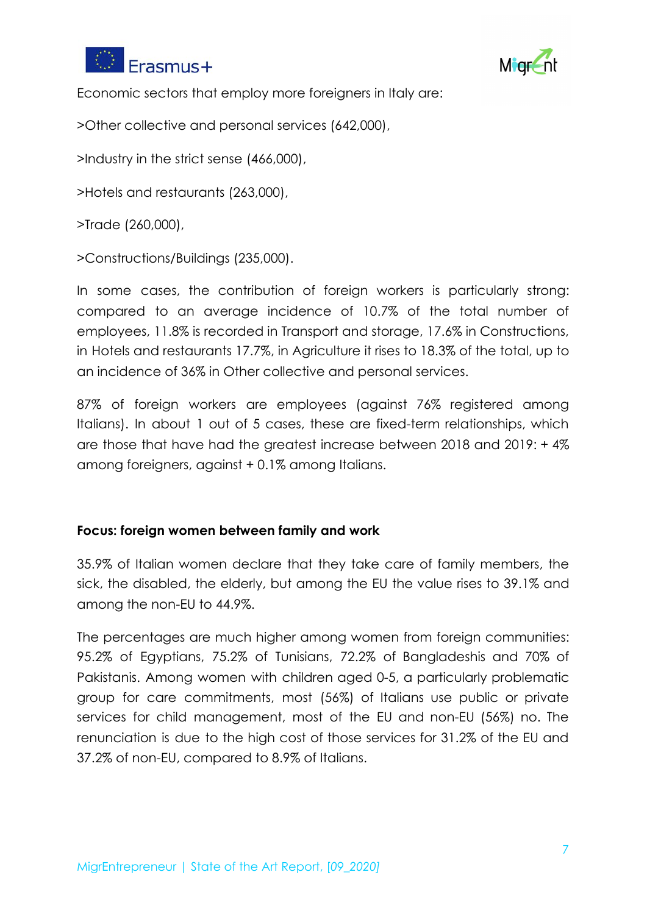Economic sectors that employ more foreigners in Italy are:

>Other collective and personal services (642,000),

>Industry in the strict sense (466,000),

>Hotels and restaurants (263,000),

>Trade (260,000),

>Constructions/Buildings (235,000).

In some cases, the contribution of foreign workers is particularly strong: compared to an average incidence of 10.7% of the total number of employees, 11.8% is recorded in Transport and storage, 17.6% in Constructions, in Hotels and restaurants 17.7%, in Agriculture it rises to 18.3% of the total, up to an incidence of 36% in Other collective and personal services.

87% of foreign workers are employees (against 76% registered among Italians). In about 1 out of 5 cases, these are fixed-term relationships, which are those that have had the greatest increase between 2018 and 2019: + 4% among foreigners, against + 0.1% among Italians.

**Focus: foreign women between family and work**

35.9% of Italian women declare that they take care of family members, the sick, the disabled, the elderly, but among the EU the value rises to 39.1% and among the non-EU to 44.9%.

The percentages are much higher among women from foreign communities: 95.2% of Egyptians, 75.2% of Tunisians, 72.2% of Bangladeshis and 70% of Pakistanis. Among women with children aged 0-5, a particularly problematic group for care commitments, most (56%) of Italians use public or private services for child management, most of the EU and non-EU (56%) no. The renunciation is due to the high cost of those services for 31.2% of the EU and 37.2% of non-EU, compared to 8.9% of Italians.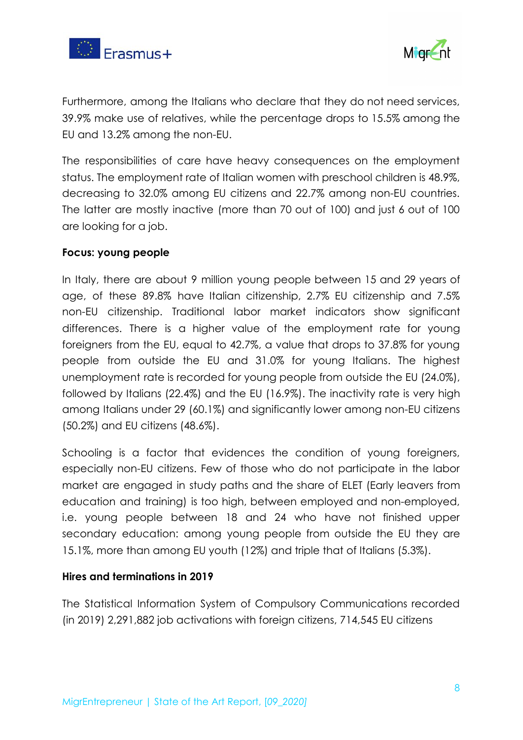Furthermore, among the Italians who declare that they do not need services, 39.9% make use of relatives, while the percentage drops to 15.5% among the EU and 13.2% among the non-EU.

The responsibilities of care have heavy consequences on the employment status. The employment rate of Italian women with preschool children is 48.9%, decreasing to 32.0% among EU citizens and 22.7% among non-EU countries. The latter are mostly inactive (more than 70 out of 100) and just 6 out of 100 are looking for a job.

**Focus: young people**

In Italy, there are about 9 million young people between 15 and 29 years of age, of these 89.8% have Italian citizenship, 2.7% EU citizenship and 7.5% non-EU citizenship. Traditional labor market indicators show significant differences. There is a higher value of the employment rate for young foreigners from the EU, equal to 42.7%, a value that drops to 37.8% for young people from outside the EU and 31.0% for young Italians. The highest unemployment rate is recorded for young people from outside the EU (24.0%), followed by Italians (22.4%) and the EU (16.9%). The inactivity rate is very high among Italians under 29 (60.1%) and significantly lower among non-EU citizens (50.2%) and EU citizens (48.6%).

Schooling is a factor that evidences the condition of young foreigners, especially non-EU citizens. Few of those who do not participate in the labor market are engaged in study paths and the share of ELET (Early leavers from education and training) is too high, between employed and non-employed, i.e. young people between 18 and 24 who have not finished upper secondary education: among young people from outside the EU they are 15.1%, more than among EU youth (12%) and triple that of Italians (5.3%).

**Hires and terminations in 2019**

The Statistical Information System of Compulsory Communications recorded (in 2019) 2,291,882 job activations with foreign citizens, 714,545 EU citizens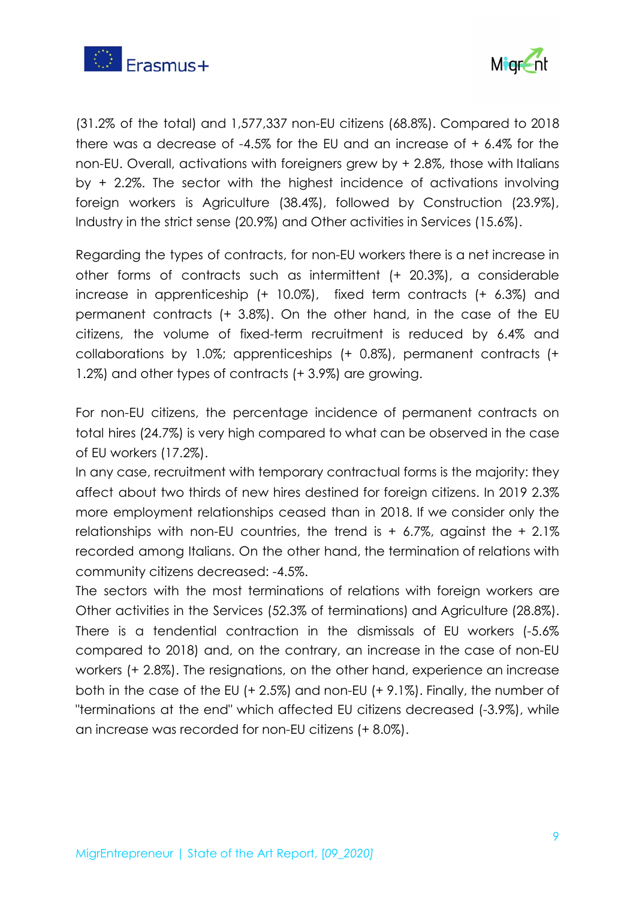(31.2% of the total) and 1,577,337 non-EU citizens (68.8%). Compared to 2018 there was a decrease of -4.5% for the EU and an increase of + 6.4% for the non-EU. Overall, activations with foreigners grew by + 2.8%, those with Italians by + 2.2%. The sector with the highest incidence of activations involving foreign workers is Agriculture (38.4%), followed by Construction (23.9%), Industry in the strict sense (20.9%) and Other activities in Services (15.6%).

Regarding the types of contracts, for non-EU workers there is a net increase in other forms of contracts such as intermittent (+ 20.3%), a considerable increase in apprenticeship (+ 10.0%), fixed term contracts (+ 6.3%) and permanent contracts (+ 3.8%). On the other hand, in the case of the EU citizens, the volume of fixed-term recruitment is reduced by 6.4% and collaborations by 1.0%; apprenticeships (+ 0.8%), permanent contracts (+ 1.2%) and other types of contracts (+ 3.9%) are growing.

For non-EU citizens, the percentage incidence of permanent contracts on total hires (24.7%) is very high compared to what can be observed in the case of EU workers (17.2%).
In any case, recruitment with temporary contractual forms is the majority: they affect about two thirds of new hires destined for foreign citizens. In 2019 2.3% more employment relationships ceased than in 2018. If we consider only the relationships with non-EU countries, the trend is + 6.7%, against the + 2.1% recorded among Italians. On the other hand, the termination of relations with community citizens decreased: -4.5%.
The sectors with the most terminations of relations with foreign workers are Other activities in the Services (52.3% of terminations) and Agriculture (28.8%). There is a tendential contraction in the dismissals of EU workers (-5.6% compared to 2018) and, on the contrary, an increase in the case of non-EU workers (+ 2.8%). The resignations, on the other hand, experience an increase both in the case of the EU (+ 2.5%) and non-EU (+ 9.1%). Finally, the number of "terminations at the end" which affected EU citizens decreased (-3.9%), while an increase was recorded for non-EU citizens (+ 8.0%).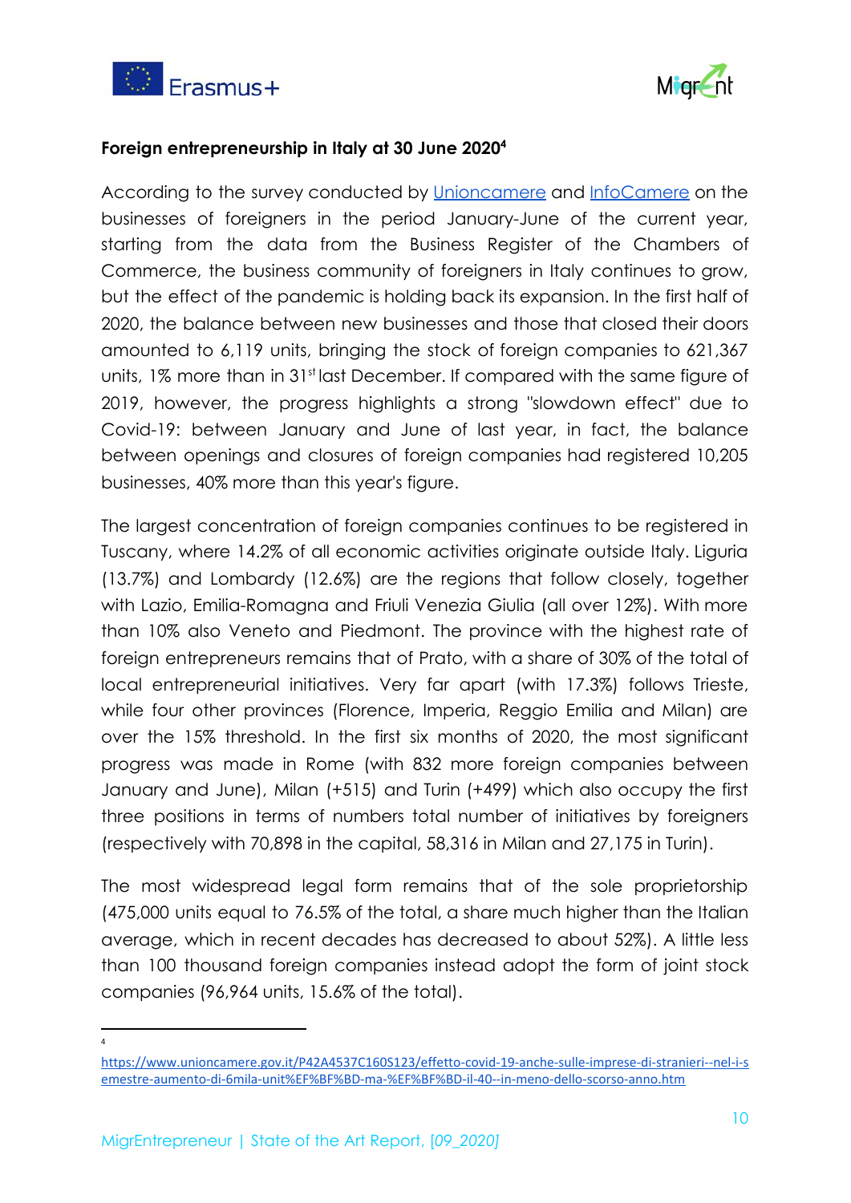**Foreign entrepreneurship in Italy at 30 June 2020[4]**

According to the survey conducted by Unioncamere and InfoCamere on the businesses of foreigners in the period January-June of the current year, starting from the data from the Business Register of the Chambers of Commerce, the business community of foreigners in Italy continues to grow, but the effect of the pandemic is holding back its expansion. In the first half of 2020, the balance between new businesses and those that closed their doors amounted to 6,119 units, bringing the stock of foreign companies to 621,367 units, 1% more than in 31st last December. If compared with the same figure of 2019, however, the progress highlights a strong "slowdown effect" due to Covid-19: between January and June of last year, in fact, the balance between openings and closures of foreign companies had registered 10,205 businesses, 40% more than this year's figure.

The largest concentration of foreign companies continues to be registered in Tuscany, where 14.2% of all economic activities originate outside Italy. Liguria (13.7%) and Lombardy (12.6%) are the regions that follow closely, together with Lazio, Emilia-Romagna and Friuli Venezia Giulia (all over 12%). With more than 10% also Veneto and Piedmont. The province with the highest rate of foreign entrepreneurs remains that of Prato, with a share of 30% of the total of local entrepreneurial initiatives. Very far apart (with 17.3%) follows Trieste, while four other provinces (Florence, Imperia, Reggio Emilia and Milan) are over the 15% threshold. In the first six months of 2020, the most significant progress was made in Rome (with 832 more foreign companies between January and June), Milan (+515) and Turin (+499) which also occupy the first three positions in terms of numbers total number of initiatives by foreigners (respectively with 70,898 in the capital, 58,316 in Milan and 27,175 in Turin).

The most widespread legal form remains that of the sole proprietorship (475,000 units equal to 76.5% of the total, a share much higher than the Italian average, which in recent decades has decreased to about 52%). A little less than 100 thousand foreign companies instead adopt the form of joint stock companies (96,964 units, 15.6% of the total).

---

[4] https://www.unioncamere.gov.it/P42A4537C160S123/effetto-covid-19-anche-sulle-imprese-di-stranieri--nel-i-semestre-aumento-di-6mila-unit%EF%BF%BD-ma-%EF%BF%BD-il-40--in-meno-dello-scorso-anno.htm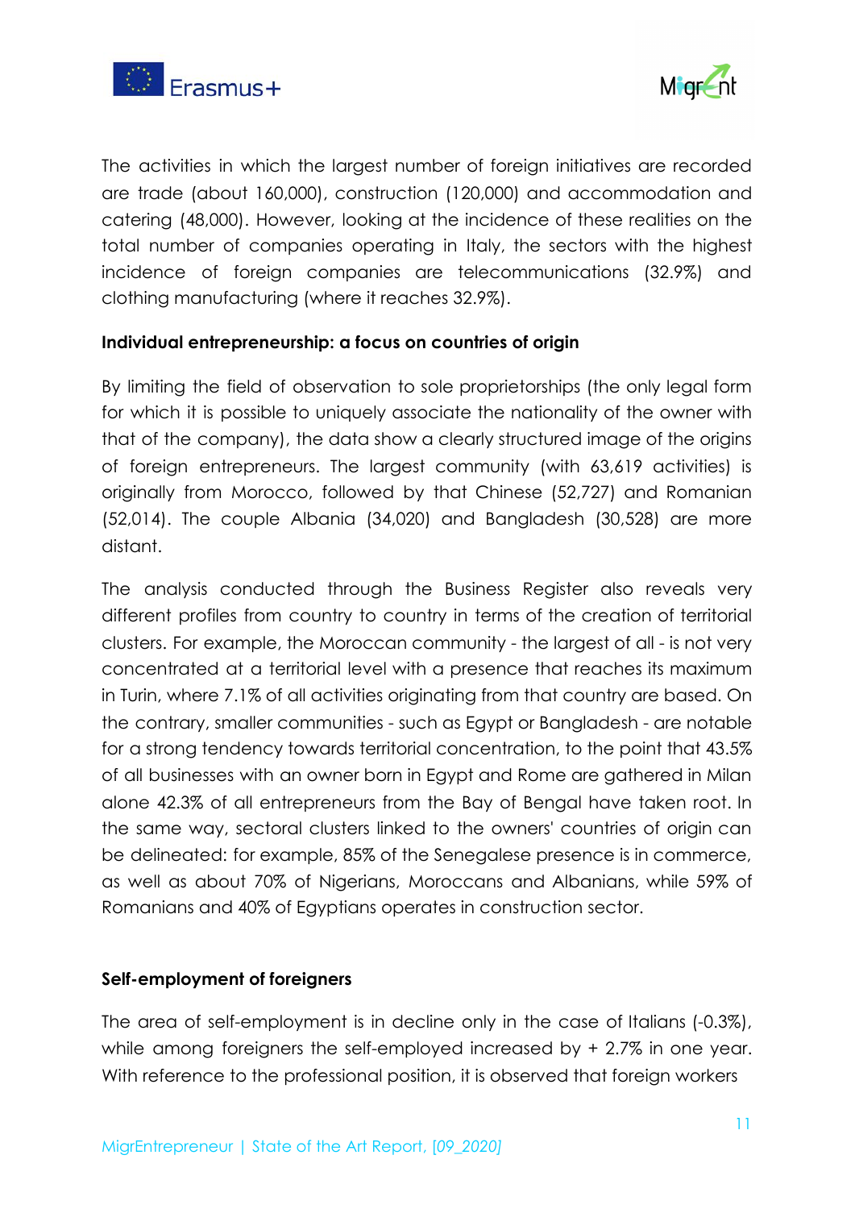The activities in which the largest number of foreign initiatives are recorded are trade (about 160,000), construction (120,000) and accommodation and catering (48,000). However, looking at the incidence of these realities on the total number of companies operating in Italy, the sectors with the highest incidence of foreign companies are telecommunications (32.9%) and clothing manufacturing (where it reaches 32.9%).

**Individual entrepreneurship: a focus on countries of origin**

By limiting the field of observation to sole proprietorships (the only legal form for which it is possible to uniquely associate the nationality of the owner with that of the company), the data show a clearly structured image of the origins of foreign entrepreneurs. The largest community (with 63,619 activities) is originally from Morocco, followed by that Chinese (52,727) and Romanian (52,014). The couple Albania (34,020) and Bangladesh (30,528) are more distant.

The analysis conducted through the Business Register also reveals very different profiles from country to country in terms of the creation of territorial clusters. For example, the Moroccan community - the largest of all - is not very concentrated at a territorial level with a presence that reaches its maximum in Turin, where 7.1% of all activities originating from that country are based. On the contrary, smaller communities - such as Egypt or Bangladesh - are notable for a strong tendency towards territorial concentration, to the point that 43.5% of all businesses with an owner born in Egypt and Rome are gathered in Milan alone 42.3% of all entrepreneurs from the Bay of Bengal have taken root. In the same way, sectoral clusters linked to the owners' countries of origin can be delineated: for example, 85% of the Senegalese presence is in commerce, as well as about 70% of Nigerians, Moroccans and Albanians, while 59% of Romanians and 40% of Egyptians operates in construction sector.

**Self-employment of foreigners**

The area of self-employment is in decline only in the case of Italians (-0.3%), while among foreigners the self-employed increased by + 2.7% in one year. With reference to the professional position, it is observed that foreign workers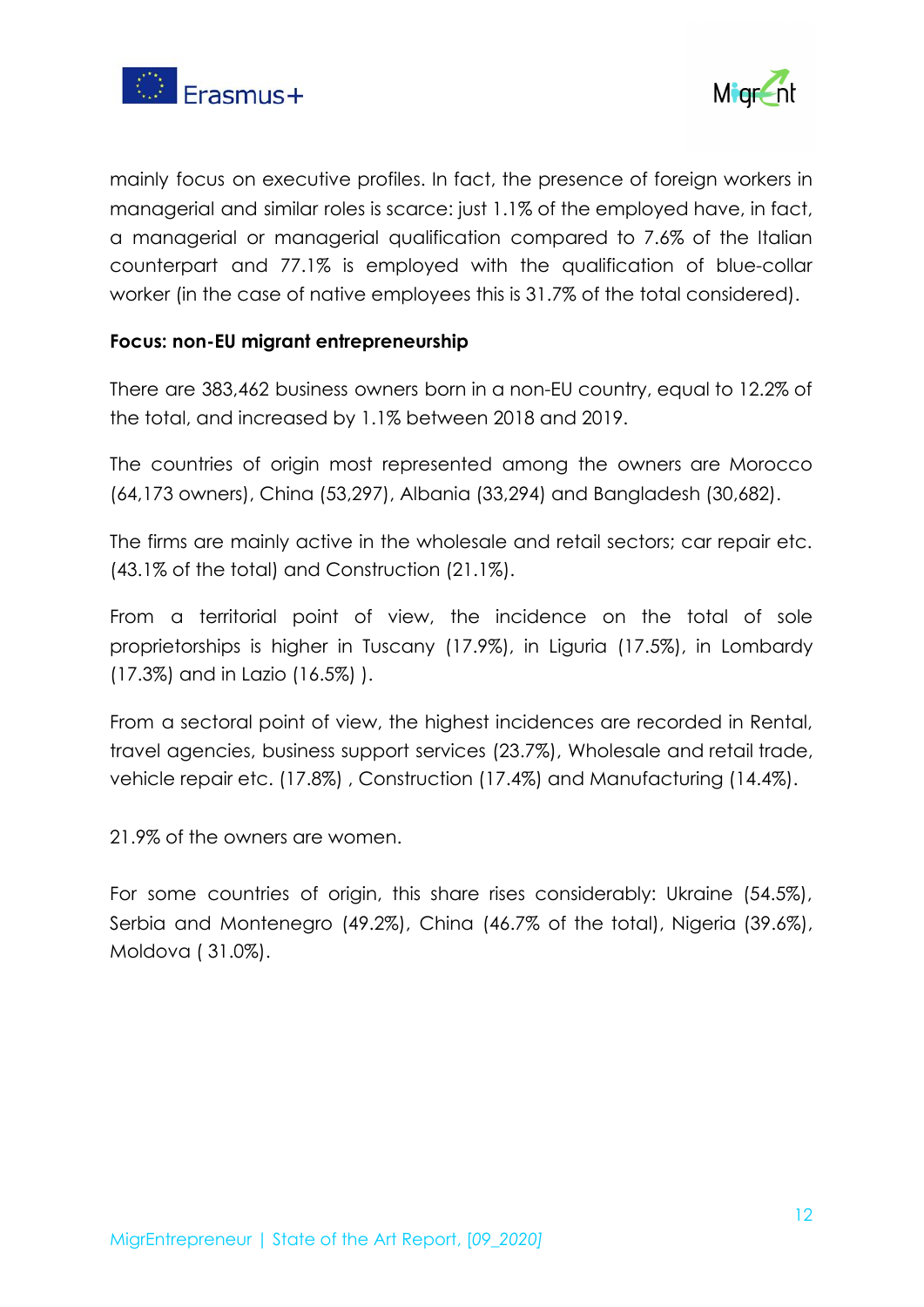mainly focus on executive profiles. In fact, the presence of foreign workers in managerial and similar roles is scarce: just 1.1% of the employed have, in fact, a managerial or managerial qualification compared to 7.6% of the Italian counterpart and 77.1% is employed with the qualification of blue-collar worker (in the case of native employees this is 31.7% of the total considered).

**Focus: non-EU migrant entrepreneurship**

There are 383,462 business owners born in a non-EU country, equal to 12.2% of the total, and increased by 1.1% between 2018 and 2019.

The countries of origin most represented among the owners are Morocco (64,173 owners), China (53,297), Albania (33,294) and Bangladesh (30,682).

The firms are mainly active in the wholesale and retail sectors; car repair etc. (43.1% of the total) and Construction (21.1%).

From a territorial point of view, the incidence on the total of sole proprietorships is higher in Tuscany (17.9%), in Liguria (17.5%), in Lombardy (17.3%) and in Lazio (16.5%) ).

From a sectoral point of view, the highest incidences are recorded in Rental, travel agencies, business support services (23.7%), Wholesale and retail trade, vehicle repair etc. (17.8%) , Construction (17.4%) and Manufacturing (14.4%).

21.9% of the owners are women.

For some countries of origin, this share rises considerably: Ukraine (54.5%), Serbia and Montenegro (49.2%), China (46.7% of the total), Nigeria (39.6%), Moldova ( 31.0%).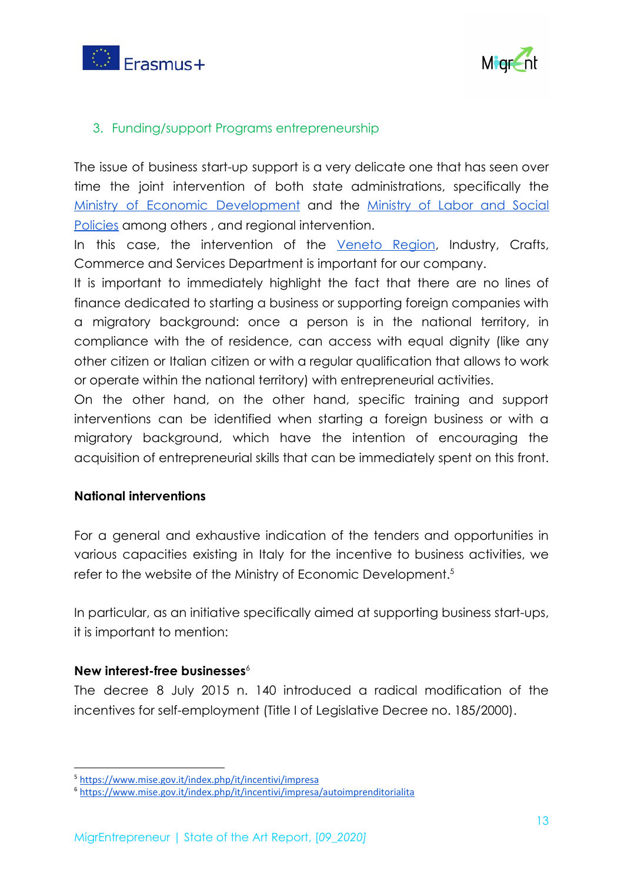### 3. Funding/support Programs entrepreneurship

The issue of business start-up support is a very delicate one that has seen over time the joint intervention of both state administrations, specifically the Ministry of Economic Development and the Ministry of Labor and Social Policies among others , and regional intervention.

In this case, the intervention of the Veneto Region, Industry, Crafts, Commerce and Services Department is important for our company.

It is important to immediately highlight the fact that there are no lines of finance dedicated to starting a business or supporting foreign companies with a migratory background: once a person is in the national territory, in compliance with the of residence, can access with equal dignity (like any other citizen or Italian citizen or with a regular qualification that allows to work or operate within the national territory) with entrepreneurial activities.

On the other hand, on the other hand, specific training and support interventions can be identified when starting a foreign business or with a migratory background, which have the intention of encouraging the acquisition of entrepreneurial skills that can be immediately spent on this front.

**National interventions**

For a general and exhaustive indication of the tenders and opportunities in various capacities existing in Italy for the incentive to business activities, we refer to the website of the Ministry of Economic Development.[5]

In particular, as an initiative specifically aimed at supporting business start-ups, it is important to mention:

**New interest-free businesses**[6]

The decree 8 July 2015 n. 140 introduced a radical modification of the incentives for self-employment (Title I of Legislative Decree no. 185/2000).

---

[5] https://www.mise.gov.it/index.php/it/incentivi/impresa

[6] https://www.mise.gov.it/index.php/it/incentivi/impresa/autoimprenditorialita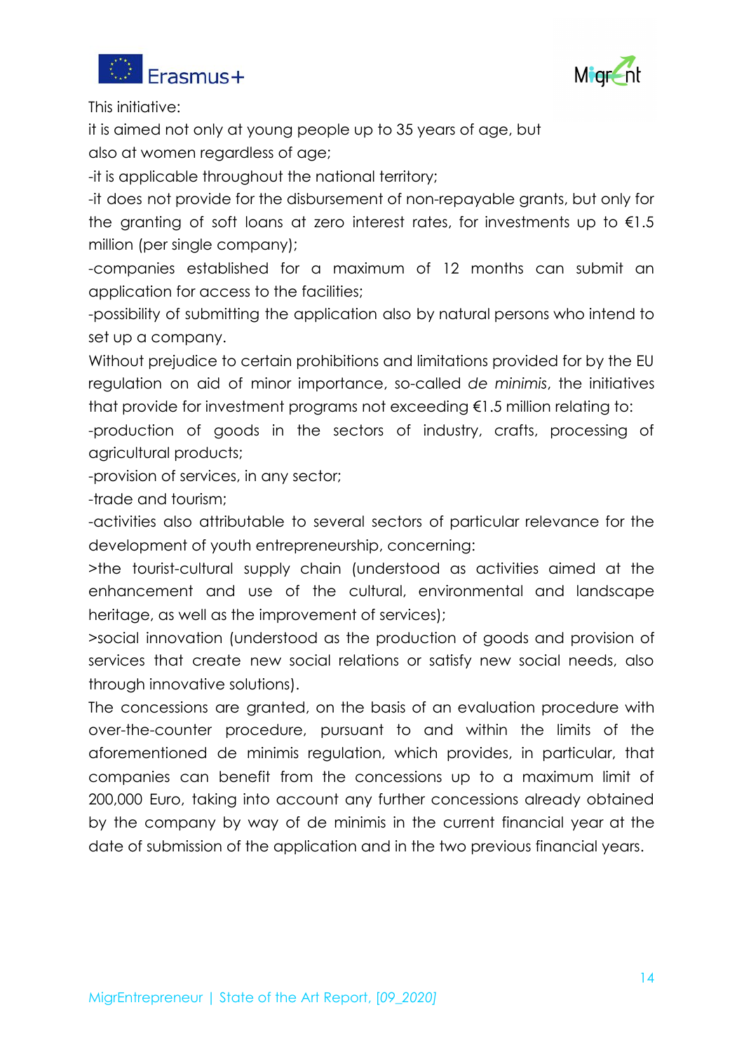This initiative:

it is aimed not only at young people up to 35 years of age, but also at women regardless of age;

-it is applicable throughout the national territory;

-it does not provide for the disbursement of non-repayable grants, but only for the granting of soft loans at zero interest rates, for investments up to €1.5 million (per single company);

-companies established for a maximum of 12 months can submit an application for access to the facilities;

-possibility of submitting the application also by natural persons who intend to set up a company.

Without prejudice to certain prohibitions and limitations provided for by the EU regulation on aid of minor importance, so-called *de minimis*, the initiatives that provide for investment programs not exceeding €1.5 million relating to:

-production of goods in the sectors of industry, crafts, processing of agricultural products;

-provision of services, in any sector;

-trade and tourism;

-activities also attributable to several sectors of particular relevance for the development of youth entrepreneurship, concerning:

>the tourist-cultural supply chain (understood as activities aimed at the enhancement and use of the cultural, environmental and landscape heritage, as well as the improvement of services);

>social innovation (understood as the production of goods and provision of services that create new social relations or satisfy new social needs, also through innovative solutions).

The concessions are granted, on the basis of an evaluation procedure with over-the-counter procedure, pursuant to and within the limits of the aforementioned de minimis regulation, which provides, in particular, that companies can benefit from the concessions up to a maximum limit of 200,000 Euro, taking into account any further concessions already obtained by the company by way of de minimis in the current financial year at the date of submission of the application and in the two previous financial years.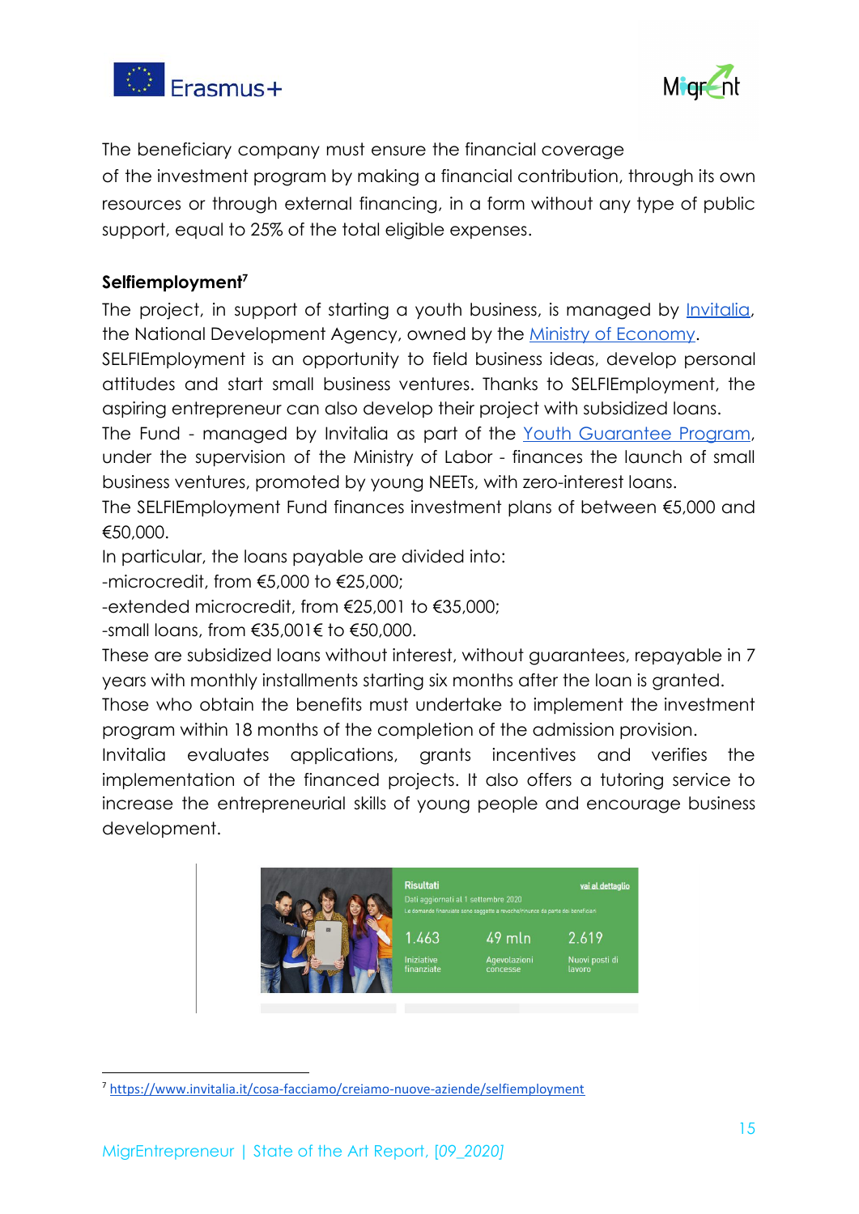The beneficiary company must ensure the financial coverage of the investment program by making a financial contribution, through its own resources or through external financing, in a form without any type of public support, equal to 25% of the total eligible expenses.

**Selfiemployment**[7]

The project, in support of starting a youth business, is managed by Invitalia, the National Development Agency, owned by the Ministry of Economy.

SELFIEmployment is an opportunity to field business ideas, develop personal attitudes and start small business ventures. Thanks to SELFIEmployment, the aspiring entrepreneur can also develop their project with subsidized loans.

The Fund - managed by Invitalia as part of the Youth Guarantee Program, under the supervision of the Ministry of Labor - finances the launch of small business ventures, promoted by young NEETs, with zero-interest loans.

The SELFIEmployment Fund finances investment plans of between €5,000 and €50,000.

In particular, the loans payable are divided into:

-microcredit, from €5,000 to €25,000;

-extended microcredit, from €25,001 to €35,000;

-small loans, from €35,001€ to €50,000.

These are subsidized loans without interest, without guarantees, repayable in 7 years with monthly installments starting six months after the loan is granted.

Those who obtain the benefits must undertake to implement the investment program within 18 months of the completion of the admission provision.

Invitalia evaluates applications, grants incentives and verifies the implementation of the financed projects. It also offers a tutoring service to increase the entrepreneurial skills of young people and encourage business development.

Risultati — vai al dettaglio

Dati aggiornati al 1 settembre 2020

Le domande finanziate sono soggette a revoche/rinunce da parte dei beneficiari

| 1.463 | 49 mln | 2.619 |
|---|---|---|
| Iniziative finanziate | Agevolazioni concesse | Nuovi posti di lavoro |

[7] https://www.invitalia.it/cosa-facciamo/creiamo-nuove-aziende/selfiemployment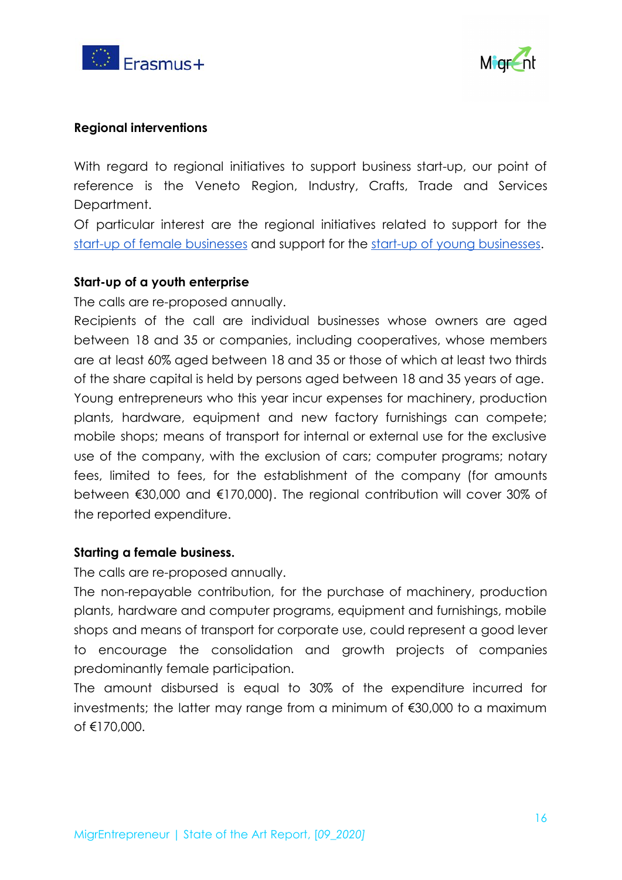**Regional interventions**

With regard to regional initiatives to support business start-up, our point of reference is the Veneto Region, Industry, Crafts, Trade and Services Department.

Of particular interest are the regional initiatives related to support for the start-up of female businesses and support for the start-up of young businesses.

**Start-up of a youth enterprise**

The calls are re-proposed annually.

Recipients of the call are individual businesses whose owners are aged between 18 and 35 or companies, including cooperatives, whose members are at least 60% aged between 18 and 35 or those of which at least two thirds of the share capital is held by persons aged between 18 and 35 years of age. Young entrepreneurs who this year incur expenses for machinery, production plants, hardware, equipment and new factory furnishings can compete; mobile shops; means of transport for internal or external use for the exclusive use of the company, with the exclusion of cars; computer programs; notary fees, limited to fees, for the establishment of the company (for amounts between €30,000 and €170,000). The regional contribution will cover 30% of the reported expenditure.

**Starting a female business.**

The calls are re-proposed annually.

The non-repayable contribution, for the purchase of machinery, production plants, hardware and computer programs, equipment and furnishings, mobile shops and means of transport for corporate use, could represent a good lever to encourage the consolidation and growth projects of companies predominantly female participation.

The amount disbursed is equal to 30% of the expenditure incurred for investments; the latter may range from a minimum of €30,000 to a maximum of €170,000.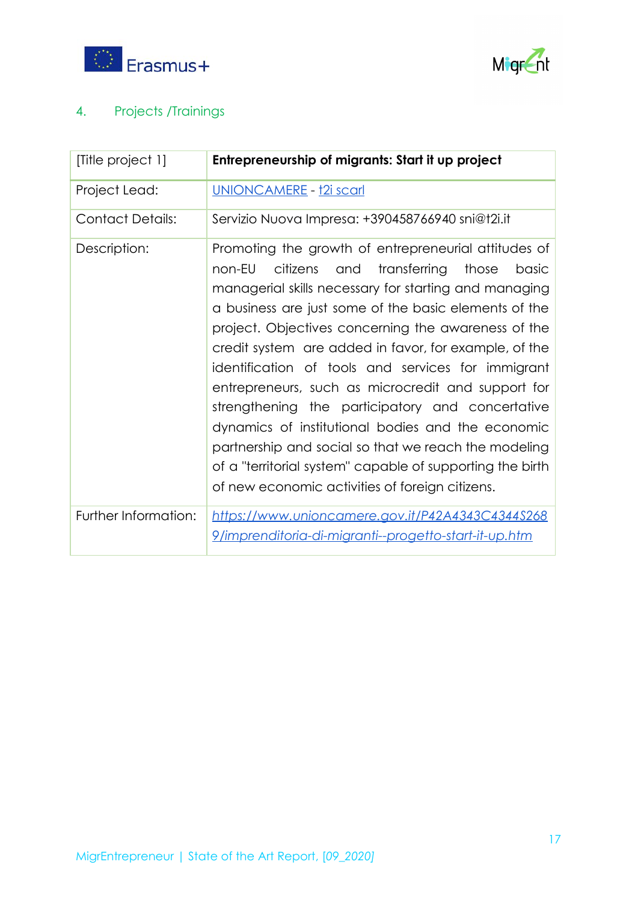## 4. Projects /Trainings

| [Title project 1] | **Entrepreneurship of migrants: Start it up project** |
|---|---|
| Project Lead: | [UNIONCAMERE](#) - [t2i scarl](#) |
| Contact Details: | Servizio Nuova Impresa: +390458766940 sni@t2i.it |
| Description: | Promoting the growth of entrepreneurial attitudes of non-EU citizens and transferring those basic managerial skills necessary for starting and managing a business are just some of the basic elements of the project. Objectives concerning the awareness of the credit system are added in favor, for example, of the identification of tools and services for immigrant entrepreneurs, such as microcredit and support for strengthening the participatory and concertative dynamics of institutional bodies and the economic partnership and social so that we reach the modeling of a "territorial system" capable of supporting the birth of new economic activities of foreign citizens. |
| Further Information: | *https://www.unioncamere.gov.it/P42A4343C4344S2689/imprenditoria-di-migranti--progetto-start-it-up.htm* |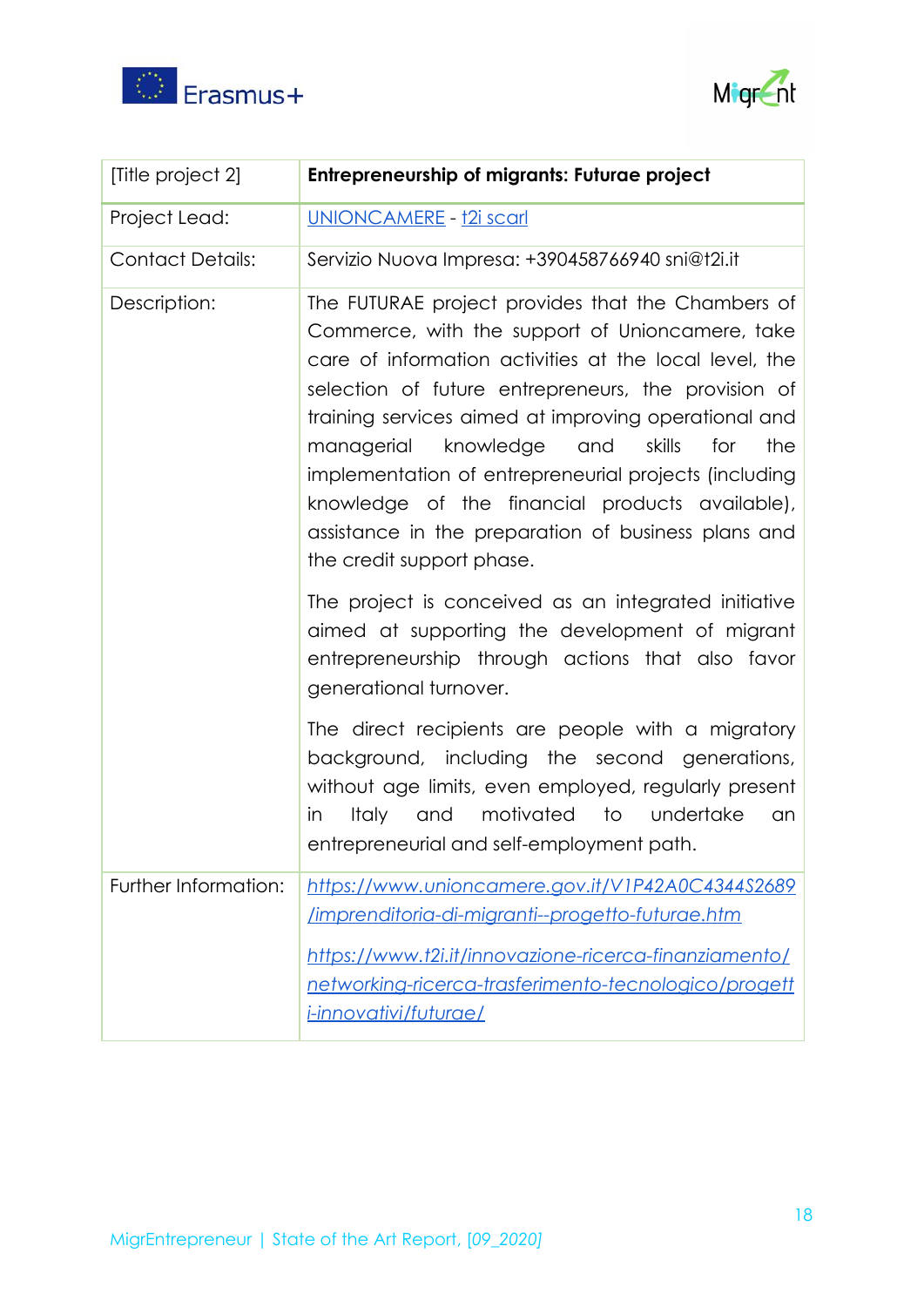| [Title project 2] | **Entrepreneurship of migrants: Futurae project** |
| --- | --- |
| Project Lead: | [UNIONCAMERE](https://www.unioncamere.gov.it) - [t2i scarl](https://www.t2i.it) |
| Contact Details: | Servizio Nuova Impresa: +390458766940 sni@t2i.it |
| Description: | The FUTURAE project provides that the Chambers of Commerce, with the support of Unioncamere, take care of information activities at the local level, the selection of future entrepreneurs, the provision of training services aimed at improving operational and managerial knowledge and skills for the implementation of entrepreneurial projects (including knowledge of the financial products available), assistance in the preparation of business plans and the credit support phase.<br><br>The project is conceived as an integrated initiative aimed at supporting the development of migrant entrepreneurship through actions that also favor generational turnover.<br><br>The direct recipients are people with a migratory background, including the second generations, without age limits, even employed, regularly present in Italy and motivated to undertake an entrepreneurial and self-employment path. |
| Further Information: | *https://www.unioncamere.gov.it/V1P42A0C4344S2689/imprenditoria-di-migranti--progetto-futurae.htm*<br><br>*https://www.t2i.it/innovazione-ricerca-finanziamento/networking-ricerca-trasferimento-tecnologico/progetti-innovativi/futurae/* |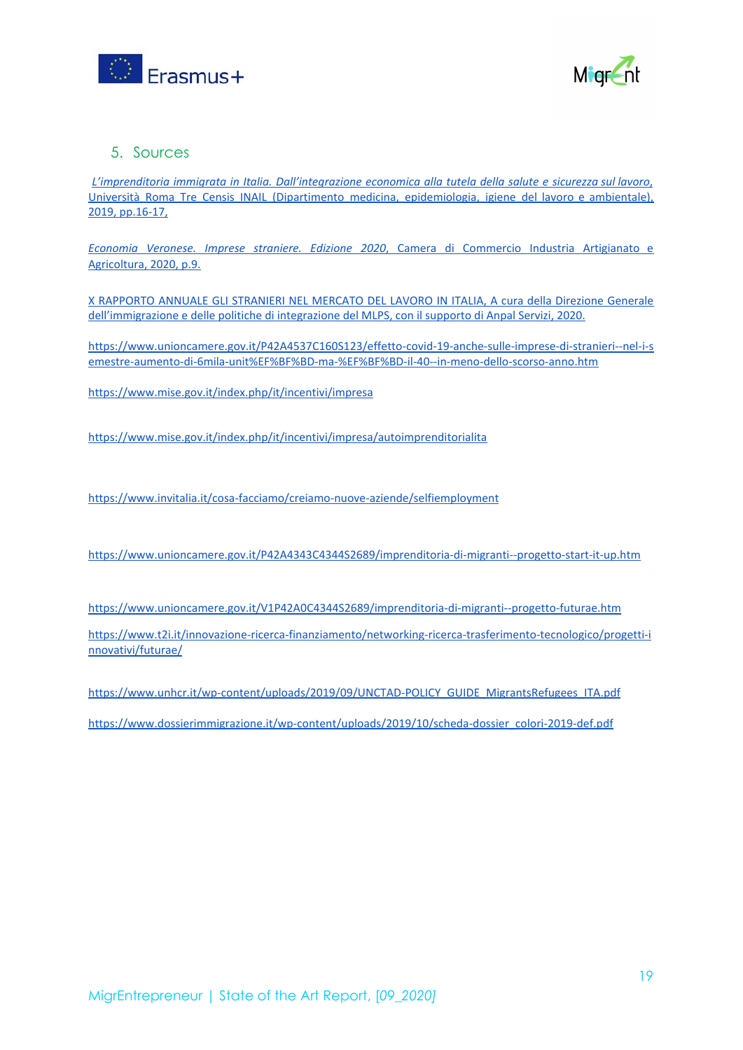## 5. Sources

*L'imprenditoria immigrata in Italia. Dall'integrazione economica alla tutela della salute e sicurezza sul lavoro,* Università Roma Tre Censis INAIL (Dipartimento medicina, epidemiologia, igiene del lavoro e ambientale), 2019, pp.16-17,

*Economia Veronese. Imprese straniere. Edizione 2020,* Camera di Commercio Industria Artigianato e Agricoltura, 2020, p.9.

X RAPPORTO ANNUALE GLI STRANIERI NEL MERCATO DEL LAVORO IN ITALIA, A cura della Direzione Generale dell'immigrazione e delle politiche di integrazione del MLPS, con il supporto di Anpal Servizi, 2020.

https://www.unioncamere.gov.it/P42A4537C160S123/effetto-covid-19-anche-sulle-imprese-di-stranieri--nel-i-semestre-aumento-di-6mila-unit%EF%BF%BD-ma-%EF%BF%BD-il-40--in-meno-dello-scorso-anno.htm

https://www.mise.gov.it/index.php/it/incentivi/impresa

https://www.mise.gov.it/index.php/it/incentivi/impresa/autoimprenditorialita

https://www.invitalia.it/cosa-facciamo/creiamo-nuove-aziende/selfiemployment

https://www.unioncamere.gov.it/P42A4343C4344S2689/imprenditoria-di-migranti--progetto-start-it-up.htm

https://www.unioncamere.gov.it/V1P42A0C4344S2689/imprenditoria-di-migranti--progetto-futurae.htm

https://www.t2i.it/innovazione-ricerca-finanziamento/networking-ricerca-trasferimento-tecnologico/progetti-innovativi/futurae/

https://www.unhcr.it/wp-content/uploads/2019/09/UNCTAD-POLICY_GUIDE_MigrantsRefugees_ITA.pdf

https://www.dossierimmigrazione.it/wp-content/uploads/2019/10/scheda-dossier_colori-2019-def.pdf